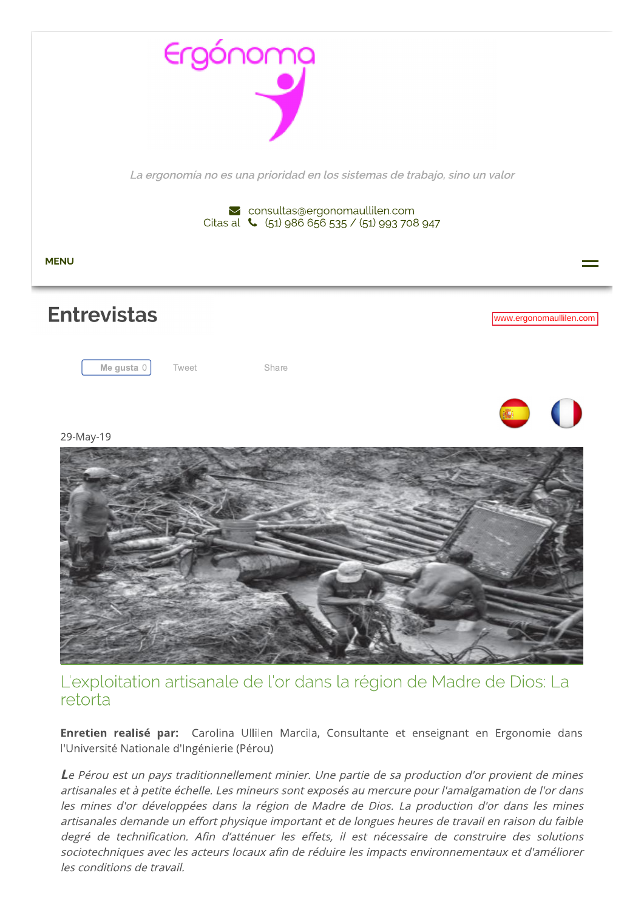Ergónoma

*La ergonomía no es una prioridad en los sistemas de trabajo, sino un valor*

consultas@ergonomaullilen.com
Citas al (51) 986 656 535 / (51) 993 708 947

MENU

# Entrevistas

www.ergonomaullilen.com

Me gusta 0 Tweet Share

29-May-19

## L'exploitation artisanale de l'or dans la région de Madre de Dios: La retorta

**Enretien realisé par:** Carolina Ullilen Marcila, Consultante et enseignant en Ergonomie dans l'Université Nationale d'Ingénierie (Pérou)

*Le Pérou est un pays traditionnellement minier. Une partie de sa production d'or provient de mines artisanales et à petite échelle. Les mineurs sont exposés au mercure pour l'amalgamation de l'or dans les mines d'or développées dans la région de Madre de Dios. La production d'or dans les mines artisanales demande un effort physique important et de longues heures de travail en raison du faible degré de technification. Afin d'atténuer les effets, il est nécessaire de construire des solutions sociotechniques avec les acteurs locaux afin de réduire les impacts environnementaux et d'améliorer les conditions de travail.*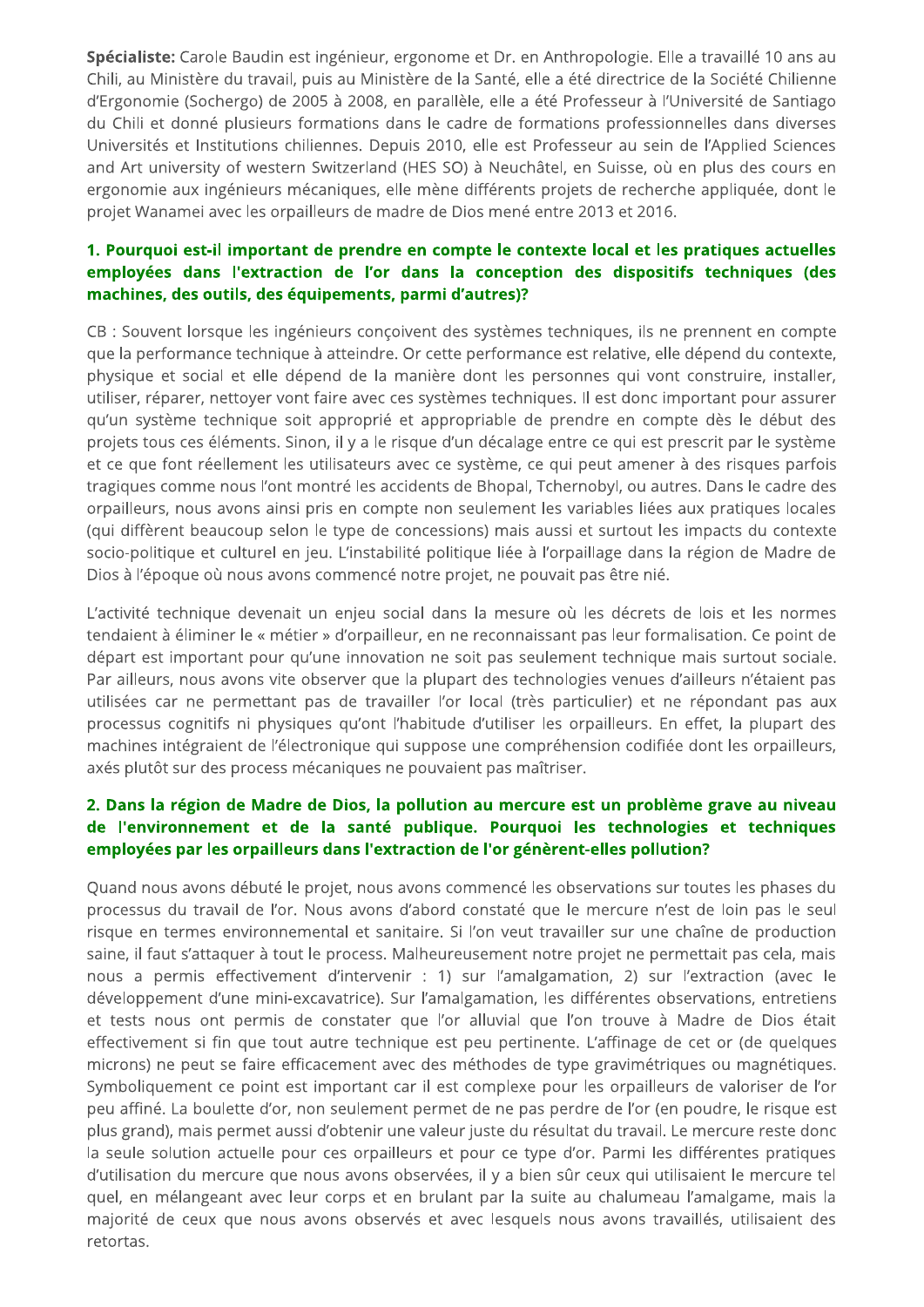**Spécialiste:** Carole Baudin est ingénieur, ergonome et Dr. en Anthropologie. Elle a travaillé 10 ans au Chili, au Ministère du travail, puis au Ministère de la Santé, elle a été directrice de la Société Chilienne d'Ergonomie (Sochergo) de 2005 à 2008, en parallèle, elle a été Professeur à l'Université de Santiago du Chili et donné plusieurs formations dans le cadre de formations professionnelles dans diverses Universités et Institutions chiliennes. Depuis 2010, elle est Professeur au sein de l'Applied Sciences and Art university of western Switzerland (HES SO) à Neuchâtel, en Suisse, où en plus des cours en ergonomie aux ingénieurs mécaniques, elle mène différents projets de recherche appliquée, dont le projet Wanamei avec les orpailleurs de madre de Dios mené entre 2013 et 2016.

## 1. Pourquoi est-il important de prendre en compte le contexte local et les pratiques actuelles employées dans l'extraction de l'or dans la conception des dispositifs techniques (des machines, des outils, des équipements, parmi d'autres)?

CB : Souvent lorsque les ingénieurs conçoivent des systèmes techniques, ils ne prennent en compte que la performance technique à atteindre. Or cette performance est relative, elle dépend du contexte, physique et social et elle dépend de la manière dont les personnes qui vont construire, installer, utiliser, réparer, nettoyer vont faire avec ces systèmes techniques. Il est donc important pour assurer qu'un système technique soit approprié et appropriable de prendre en compte dès le début des projets tous ces éléments. Sinon, il y a le risque d'un décalage entre ce qui est prescrit par le système et ce que font réellement les utilisateurs avec ce système, ce qui peut amener à des risques parfois tragiques comme nous l'ont montré les accidents de Bhopal, Tchernobyl, ou autres. Dans le cadre des orpailleurs, nous avons ainsi pris en compte non seulement les variables liées aux pratiques locales (qui diffèrent beaucoup selon le type de concessions) mais aussi et surtout les impacts du contexte socio-politique et culturel en jeu. L'instabilité politique liée à l'orpaillage dans la région de Madre de Dios à l'époque où nous avons commencé notre projet, ne pouvait pas être nié.

L'activité technique devenait un enjeu social dans la mesure où les décrets de lois et les normes tendaient à éliminer le « métier » d'orpailleur, en ne reconnaissant pas leur formalisation. Ce point de départ est important pour qu'une innovation ne soit pas seulement technique mais surtout sociale. Par ailleurs, nous avons vite observer que la plupart des technologies venues d'ailleurs n'étaient pas utilisées car ne permettant pas de travailler l'or local (très particulier) et ne répondant pas aux processus cognitifs ni physiques qu'ont l'habitude d'utiliser les orpailleurs. En effet, la plupart des machines intégraient de l'électronique qui suppose une compréhension codifiée dont les orpailleurs, axés plutôt sur des process mécaniques ne pouvaient pas maîtriser.

## 2. Dans la région de Madre de Dios, la pollution au mercure est un problème grave au niveau de l'environnement et de la santé publique. Pourquoi les technologies et techniques employées par les orpailleurs dans l'extraction de l'or génèrent-elles pollution?

Quand nous avons débuté le projet, nous avons commencé les observations sur toutes les phases du processus du travail de l'or. Nous avons d'abord constaté que le mercure n'est de loin pas le seul risque en termes environnemental et sanitaire. Si l'on veut travailler sur une chaîne de production saine, il faut s'attaquer à tout le process. Malheureusement notre projet ne permettait pas cela, mais nous a permis effectivement d'intervenir : 1) sur l'amalgamation, 2) sur l'extraction (avec le développement d'une mini-excavatrice). Sur l'amalgamation, les différentes observations, entretiens et tests nous ont permis de constater que l'or alluvial que l'on trouve à Madre de Dios était effectivement si fin que tout autre technique est peu pertinente. L'affinage de cet or (de quelques microns) ne peut se faire efficacement avec des méthodes de type gravimétriques ou magnétiques. Symboliquement ce point est important car il est complexe pour les orpailleurs de valoriser de l'or peu affiné. La boulette d'or, non seulement permet de ne pas perdre de l'or (en poudre, le risque est plus grand), mais permet aussi d'obtenir une valeur juste du résultat du travail. Le mercure reste donc la seule solution actuelle pour ces orpailleurs et pour ce type d'or. Parmi les différentes pratiques d'utilisation du mercure que nous avons observées, il y a bien sûr ceux qui utilisaient le mercure tel quel, en mélangeant avec leur corps et en brulant par la suite au chalumeau l'amalgame, mais la majorité de ceux que nous avons observés et avec lesquels nous avons travaillés, utilisaient des retortas.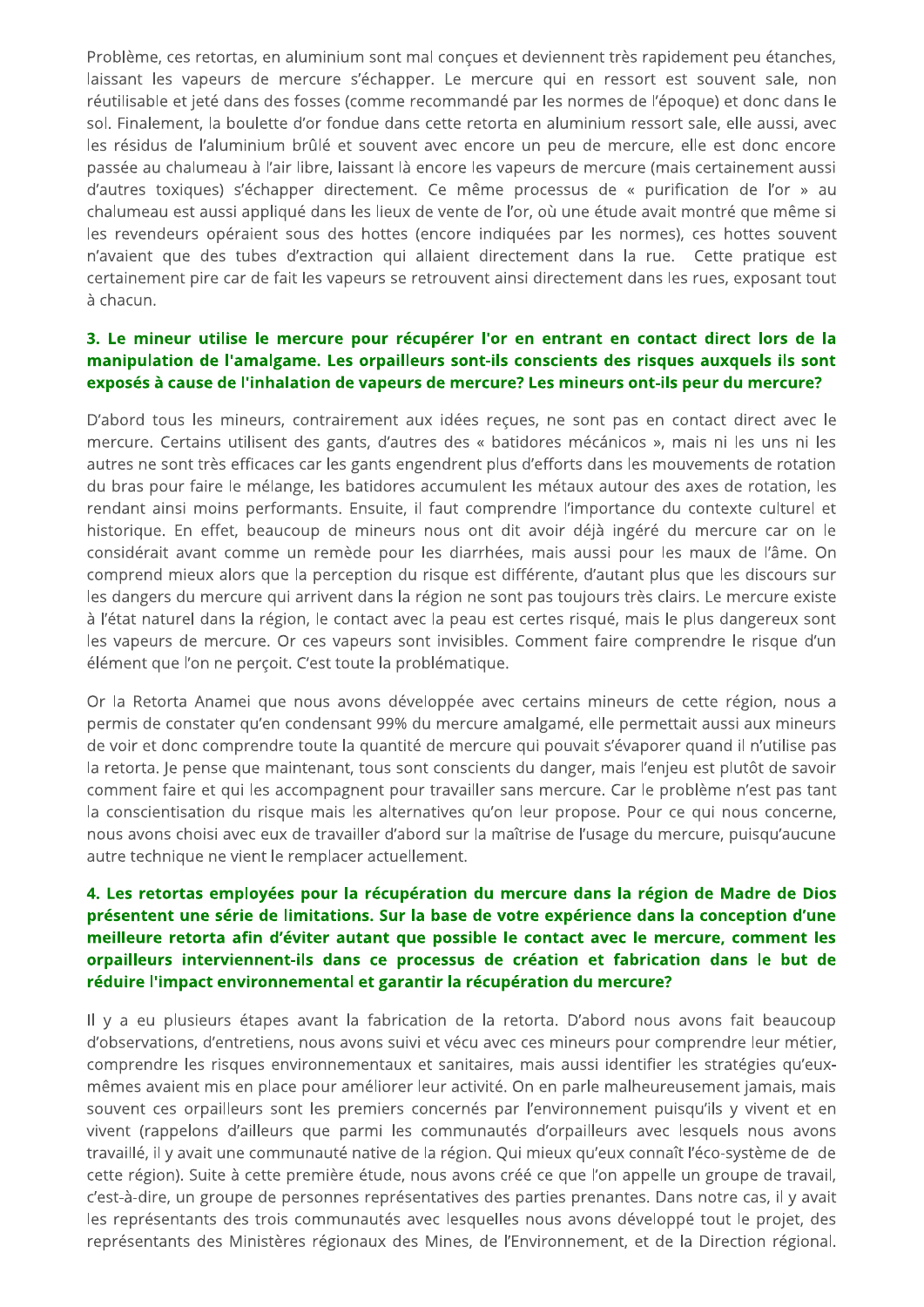Problème, ces retortas, en aluminium sont mal conçues et deviennent très rapidement peu étanches, laissant les vapeurs de mercure s'échapper. Le mercure qui en ressort est souvent sale, non réutilisable et jeté dans des fosses (comme recommandé par les normes de l'époque) et donc dans le sol. Finalement, la boulette d'or fondue dans cette retorta en aluminium ressort sale, elle aussi, avec les résidus de l'aluminium brûlé et souvent avec encore un peu de mercure, elle est donc encore passée au chalumeau à l'air libre, laissant là encore les vapeurs de mercure (mais certainement aussi d'autres toxiques) s'échapper directement. Ce même processus de « purification de l'or » au chalumeau est aussi appliqué dans les lieux de vente de l'or, où une étude avait montré que même si les revendeurs opéraient sous des hottes (encore indiquées par les normes), ces hottes souvent n'avaient que des tubes d'extraction qui allaient directement dans la rue. Cette pratique est certainement pire car de fait les vapeurs se retrouvent ainsi directement dans les rues, exposant tout à chacun.

**3. Le mineur utilise le mercure pour récupérer l'or en entrant en contact direct lors de la manipulation de l'amalgame. Les orpailleurs sont-ils conscients des risques auxquels ils sont exposés à cause de l'inhalation de vapeurs de mercure? Les mineurs ont-ils peur du mercure?**

D'abord tous les mineurs, contrairement aux idées reçues, ne sont pas en contact direct avec le mercure. Certains utilisent des gants, d'autres des « batidores mécánicos », mais ni les uns ni les autres ne sont très efficaces car les gants engendrent plus d'efforts dans les mouvements de rotation du bras pour faire le mélange, les batidores accumulent les métaux autour des axes de rotation, les rendant ainsi moins performants. Ensuite, il faut comprendre l'importance du contexte culturel et historique. En effet, beaucoup de mineurs nous ont dit avoir déjà ingéré du mercure car on le considérait avant comme un remède pour les diarrhées, mais aussi pour les maux de l'âme. On comprend mieux alors que la perception du risque est différente, d'autant plus que les discours sur les dangers du mercure qui arrivent dans la région ne sont pas toujours très clairs. Le mercure existe à l'état naturel dans la région, le contact avec la peau est certes risqué, mais le plus dangereux sont les vapeurs de mercure. Or ces vapeurs sont invisibles. Comment faire comprendre le risque d'un élément que l'on ne perçoit. C'est toute la problématique.

Or la Retorta Anamei que nous avons développée avec certains mineurs de cette région, nous a permis de constater qu'en condensant 99% du mercure amalgamé, elle permettait aussi aux mineurs de voir et donc comprendre toute la quantité de mercure qui pouvait s'évaporer quand il n'utilise pas la retorta. Je pense que maintenant, tous sont conscients du danger, mais l'enjeu est plutôt de savoir comment faire et qui les accompagnent pour travailler sans mercure. Car le problème n'est pas tant la conscientisation du risque mais les alternatives qu'on leur propose. Pour ce qui nous concerne, nous avons choisi avec eux de travailler d'abord sur la maîtrise de l'usage du mercure, puisqu'aucune autre technique ne vient le remplacer actuellement.

**4. Les retortas employées pour la récupération du mercure dans la région de Madre de Dios présentent une série de limitations. Sur la base de votre expérience dans la conception d'une meilleure retorta afin d'éviter autant que possible le contact avec le mercure, comment les orpailleurs interviennent-ils dans ce processus de création et fabrication dans le but de réduire l'impact environnemental et garantir la récupération du mercure?**

Il y a eu plusieurs étapes avant la fabrication de la retorta. D'abord nous avons fait beaucoup d'observations, d'entretiens, nous avons suivi et vécu avec ces mineurs pour comprendre leur métier, comprendre les risques environnementaux et sanitaires, mais aussi identifier les stratégies qu'eux-mêmes avaient mis en place pour améliorer leur activité. On en parle malheureusement jamais, mais souvent ces orpailleurs sont les premiers concernés par l'environnement puisqu'ils y vivent et en vivent (rappelons d'ailleurs que parmi les communautés d'orpailleurs avec lesquels nous avons travaillé, il y avait une communauté native de la région. Qui mieux qu'eux connaît l'éco-système de de cette région). Suite à cette première étude, nous avons créé ce que l'on appelle un groupe de travail, c'est-à-dire, un groupe de personnes représentatives des parties prenantes. Dans notre cas, il y avait les représentants des trois communautés avec lesquelles nous avons développé tout le projet, des représentants des Ministères régionaux des Mines, de l'Environnement, et de la Direction régional.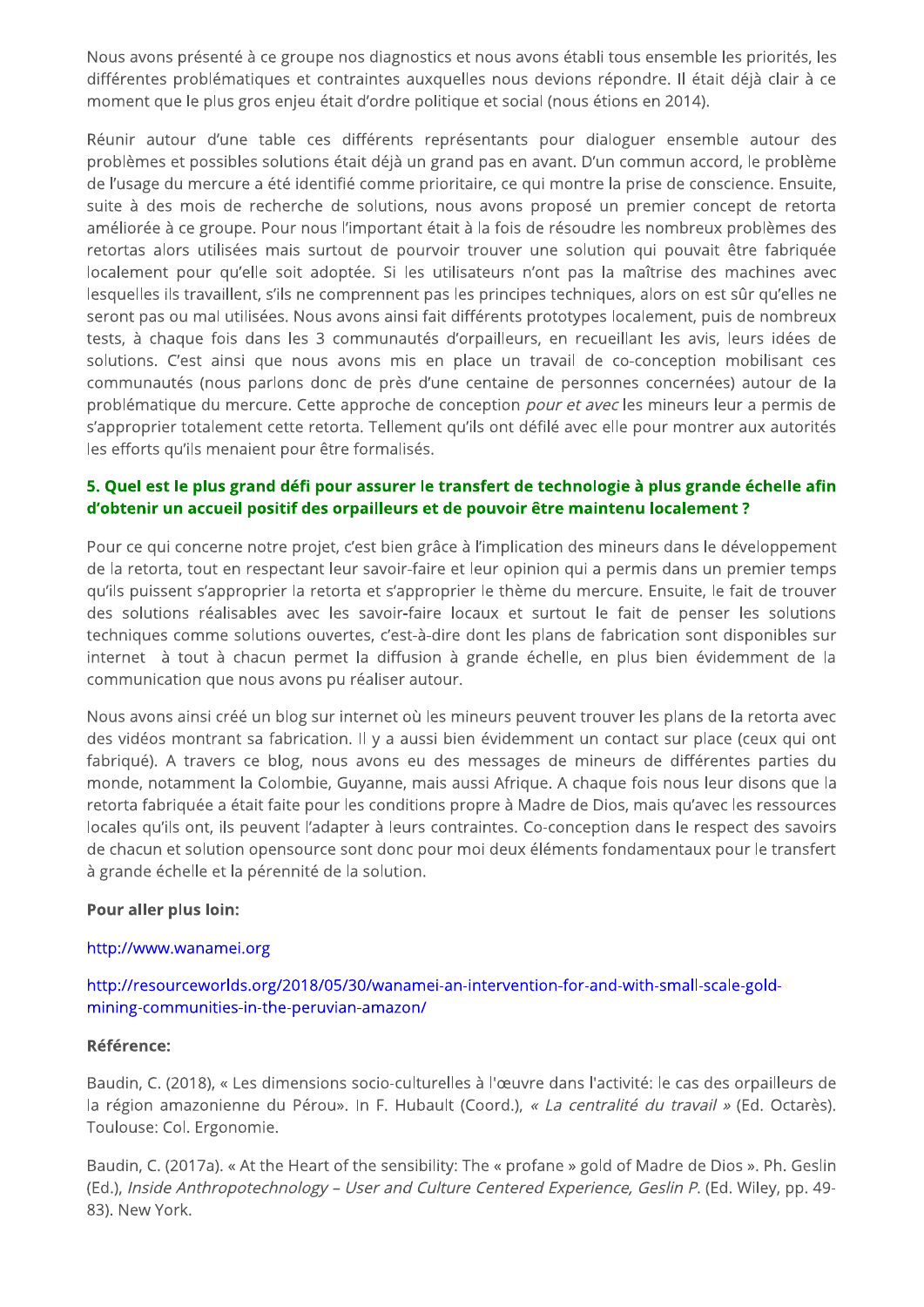Nous avons présenté à ce groupe nos diagnostics et nous avons établi tous ensemble les priorités, les différentes problématiques et contraintes auxquelles nous devions répondre. Il était déjà clair à ce moment que le plus gros enjeu était d'ordre politique et social (nous étions en 2014).

Réunir autour d'une table ces différents représentants pour dialoguer ensemble autour des problèmes et possibles solutions était déjà un grand pas en avant. D'un commun accord, le problème de l'usage du mercure a été identifié comme prioritaire, ce qui montre la prise de conscience. Ensuite, suite à des mois de recherche de solutions, nous avons proposé un premier concept de retorta améliorée à ce groupe. Pour nous l'important était à la fois de résoudre les nombreux problèmes des retortas alors utilisées mais surtout de pourvoir trouver une solution qui pouvait être fabriquée localement pour qu'elle soit adoptée. Si les utilisateurs n'ont pas la maîtrise des machines avec lesquelles ils travaillent, s'ils ne comprennent pas les principes techniques, alors on est sûr qu'elles ne seront pas ou mal utilisées. Nous avons ainsi fait différents prototypes localement, puis de nombreux tests, à chaque fois dans les 3 communautés d'orpailleurs, en recueillant les avis, leurs idées de solutions. C'est ainsi que nous avons mis en place un travail de co-conception mobilisant ces communautés (nous parlons donc de près d'une centaine de personnes concernées) autour de la problématique du mercure. Cette approche de conception *pour et avec* les mineurs leur a permis de s'approprier totalement cette retorta. Tellement qu'ils ont défilé avec elle pour montrer aux autorités les efforts qu'ils menaient pour être formalisés.

### 5. Quel est le plus grand défi pour assurer le transfert de technologie à plus grande échelle afin d'obtenir un accueil positif des orpailleurs et de pouvoir être maintenu localement ?

Pour ce qui concerne notre projet, c'est bien grâce à l'implication des mineurs dans le développement de la retorta, tout en respectant leur savoir-faire et leur opinion qui a permis dans un premier temps qu'ils puissent s'approprier la retorta et s'approprier le thème du mercure. Ensuite, le fait de trouver des solutions réalisables avec les savoir-faire locaux et surtout le fait de penser les solutions techniques comme solutions ouvertes, c'est-à-dire dont les plans de fabrication sont disponibles sur internet à tout à chacun permet la diffusion à grande échelle, en plus bien évidemment de la communication que nous avons pu réaliser autour.

Nous avons ainsi créé un blog sur internet où les mineurs peuvent trouver les plans de la retorta avec des vidéos montrant sa fabrication. Il y a aussi bien évidemment un contact sur place (ceux qui ont fabriqué). A travers ce blog, nous avons eu des messages de mineurs de différentes parties du monde, notamment la Colombie, Guyanne, mais aussi Afrique. A chaque fois nous leur disons que la retorta fabriquée a était faite pour les conditions propre à Madre de Dios, mais qu'avec les ressources locales qu'ils ont, ils peuvent l'adapter à leurs contraintes. Co-conception dans le respect des savoirs de chacun et solution opensource sont donc pour moi deux éléments fondamentaux pour le transfert à grande échelle et la pérennité de la solution.

**Pour aller plus loin:**

http://www.wanamei.org

http://resourceworlds.org/2018/05/30/wanamei-an-intervention-for-and-with-small-scale-gold-mining-communities-in-the-peruvian-amazon/

**Référence:**

Baudin, C. (2018), « Les dimensions socio-culturelles à l'œuvre dans l'activité: le cas des orpailleurs de la région amazonienne du Pérou». In F. Hubault (Coord.), *« La centralité du travail »* (Ed. Octarès). Toulouse: Col. Ergonomie.

Baudin, C. (2017a). « At the Heart of the sensibility: The « profane » gold of Madre de Dios ». Ph. Geslin (Ed.), *Inside Anthropotechnology – User and Culture Centered Experience, Geslin P.* (Ed. Wiley, pp. 49-83). New York.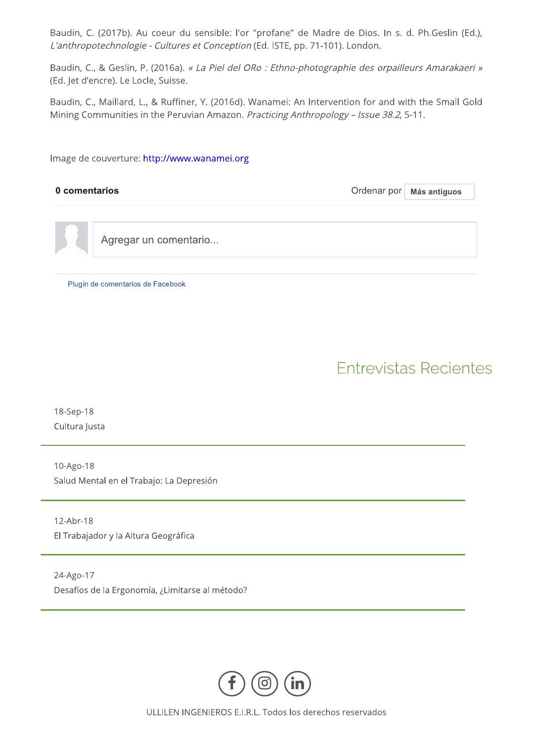Baudin, C. (2017b). Au coeur du sensible: l'or "profane" de Madre de Dios. In s. d. Ph.Geslin (Ed.), *L'anthropotechnologie - Cultures et Conception* (Ed. ISTE, pp. 71-101). London.

Baudin, C., & Geslin, P. (2016a). *« La Piel del ORo : Ethno-photographie des orpailleurs Amarakaeri »* (Ed. Jet d'encre). Le Locle, Suisse.

Baudin, C., Maillard, L., & Ruffiner, Y. (2016d). Wanamei: An Intervention for and with the Small Gold Mining Communities in the Peruvian Amazon. *Practicing Anthropology – Issue 38.2*, 5-11.

Image de couverture: http://www.wanamei.org

**0 comentarios**

Ordenar por **Más antiguos**

Agregar un comentario...

Plugin de comentarios de Facebook

## Entrevistas Recientes

18-Sep-18
Cultura Justa

10-Ago-18
Salud Mental en el Trabajo: La Depresión

12-Abr-18
El Trabajador y la Altura Geográfica

24-Ago-17
Desafíos de la Ergonomía, ¿Limitarse al método?

ULLILEN INGENIEROS E.I.R.L. Todos los derechos reservados